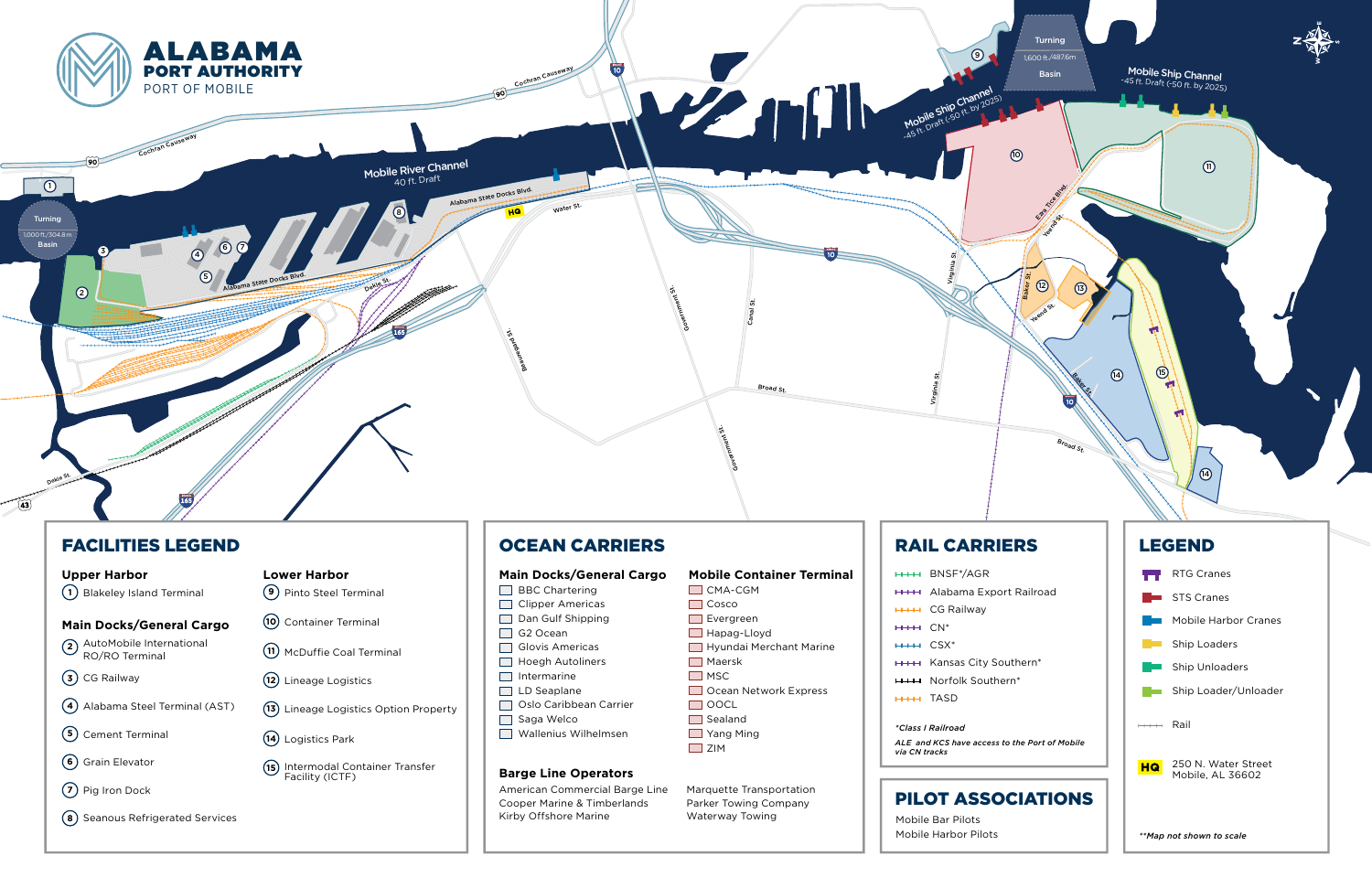# ALABAMA PORT AUTHORITY

PORT OF MOBILE

Mobile River Channel
40 ft. Draft

Mobile Ship Channel
-45 ft. Draft (-50 ft. by 2025)

Turning
1,000 ft./304.8m
Basin

Turning
1,600 ft./487.6m
Basin

HQ

## FACILITIES LEGEND

### Upper Harbor

1. Blakeley Island Terminal

### Main Docks/General Cargo

2. AutoMobile International RO/RO Terminal
3. CG Railway
4. Alabama Steel Terminal (AST)
5. Cement Terminal
6. Grain Elevator
7. Pig Iron Dock
8. Seanous Refrigerated Services

### Lower Harbor

9. Pinto Steel Terminal
10. Container Terminal
11. McDuffie Coal Terminal
12. Lineage Logistics
13. Lineage Logistics Option Property
14. Logistics Park
15. Intermodal Container Transfer Facility (ICTF)

## OCEAN CARRIERS

### Main Docks/General Cargo

- BBC Chartering
- Clipper Americas
- Dan Gulf Shipping
- G2 Ocean
- Glovis Americas
- Hoegh Autoliners
- Intermarine
- LD Seaplane
- Oslo Caribbean Carrier
- Saga Welco
- Wallenius Wilhelmsen

### Mobile Container Terminal

- CMA-CGM
- Cosco
- Evergreen
- Hapag-Lloyd
- Hyundai Merchant Marine
- Maersk
- MSC
- Ocean Network Express
- OOCL
- Sealand
- Yang Ming
- ZIM

### Barge Line Operators

- American Commercial Barge Line
- Cooper Marine & Timberlands
- Kirby Offshore Marine
- Marquette Transportation
- Parker Towing Company
- Waterway Towing

## RAIL CARRIERS

- BNSF*/AGR
- Alabama Export Railroad
- CG Railway
- CN*
- CSX*
- Kansas City Southern*
- Norfolk Southern*
- TASD

*Class I Railroad

*ALE and KCS have access to the Port of Mobile via CN tracks*

## PILOT ASSOCIATIONS

- Mobile Bar Pilots
- Mobile Harbor Pilots

## LEGEND

- RTG Cranes
- STS Cranes
- Mobile Harbor Cranes
- Ship Loaders
- Ship Unloaders
- Ship Loader/Unloader
- Rail
- HQ 250 N. Water Street Mobile, AL 36602

***Map not shown to scale*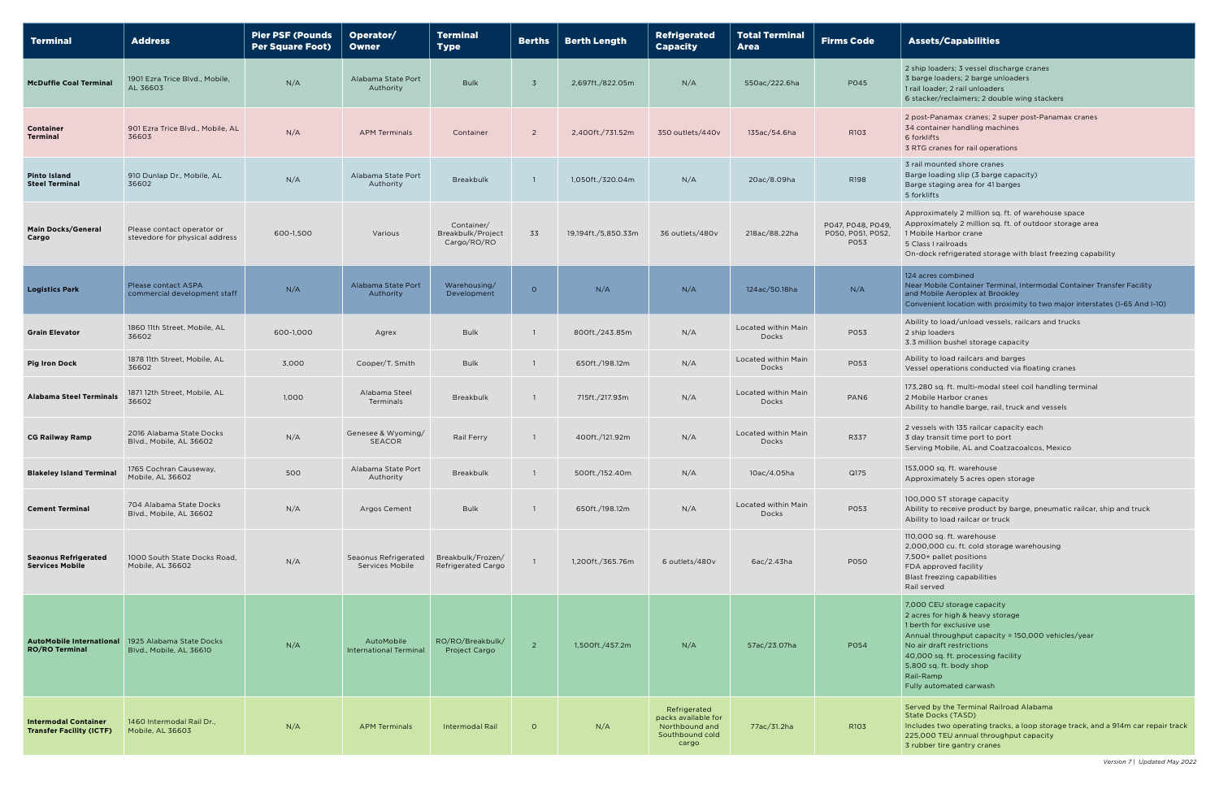| Terminal | Address | Pier PSF (Pounds Per Square Foot) | Operator/ Owner | Terminal Type | Berths | Berth Length | Refrigerated Capacity | Total Terminal Area | Firms Code | Assets/Capabilities |
|---|---|---|---|---|---|---|---|---|---|---|
| **McDuffie Coal Terminal** | 1901 Ezra Trice Blvd., Mobile, AL 36603 | N/A | Alabama State Port Authority | Bulk | 3 | 2,697ft./822.05m | N/A | 550ac/222.6ha | P045 | 2 ship loaders; 3 vessel discharge cranes<br>3 barge loaders; 2 barge unloaders<br>1 rail loader; 2 rail unloaders<br>6 stacker/reclaimers; 2 double wing stackers |
| **Container Terminal** | 901 Ezra Trice Blvd., Mobile, AL 36603 | N/A | APM Terminals | Container | 2 | 2,400ft./731.52m | 350 outlets/440v | 135ac/54.6ha | R103 | 2 post-Panamax cranes; 2 super post-Panamax cranes<br>34 container handling machines<br>6 forklifts<br>3 RTG cranes for rail operations |
| **Pinto Island Steel Terminal** | 910 Dunlap Dr., Mobile, AL 36602 | N/A | Alabama State Port Authority | Breakbulk | 1 | 1,050ft./320.04m | N/A | 20ac/8.09ha | R198 | 3 rail mounted shore cranes<br>Barge loading slip (3 barge capacity)<br>Barge staging area for 41 barges<br>5 forklifts |
| **Main Docks/General Cargo** | Please contact operator or stevedore for physical address | 600-1,500 | Various | Container/ Breakbulk/Project Cargo/RO/RO | 33 | 19,194ft./5,850.33m | 36 outlets/480v | 218ac/88.22ha | P047, P048, P049, P050, P051, P052, P053 | Approximately 2 million sq. ft. of warehouse space<br>Approximately 2 million sq. ft. of outdoor storage area<br>1 Mobile Harbor crane<br>5 Class I railroads<br>On-dock refrigerated storage with blast freezing capability |
| **Logistics Park** | Please contact ASPA commercial development staff | N/A | Alabama State Port Authority | Warehousing/ Development | 0 | N/A | N/A | 124ac/50.18ha | N/A | 124 acres combined<br>Near Mobile Container Terminal, Intermodal Container Transfer Facility and Mobile Aeroplex at Brookley<br>Convenient location with proximity to two major interstates (I-65 And I-10) |
| **Grain Elevator** | 1860 11th Street, Mobile, AL 36602 | 600-1,000 | Agrex | Bulk | 1 | 800ft./243.85m | N/A | Located within Main Docks | P053 | Ability to load/unload vessels, railcars and trucks<br>2 ship loaders<br>3.3 million bushel storage capacity |
| **Pig Iron Dock** | 1878 11th Street, Mobile, AL 36602 | 3,000 | Cooper/T. Smith | Bulk | 1 | 650ft./198.12m | N/A | Located within Main Docks | P053 | Ability to load railcars and barges<br>Vessel operations conducted via floating cranes |
| **Alabama Steel Terminals** | 1871 12th Street, Mobile, AL 36602 | 1,000 | Alabama Steel Terminals | Breakbulk | 1 | 715ft./217.93m | N/A | Located within Main Docks | PAN6 | 173,280 sq. ft. multi-modal steel coil handling terminal<br>2 Mobile Harbor cranes<br>Ability to handle barge, rail, truck and vessels |
| **CG Railway Ramp** | 2016 Alabama State Docks Blvd., Mobile, AL 36602 | N/A | Genesee & Wyoming/ SEACOR | Rail Ferry | 1 | 400ft./121.92m | N/A | Located within Main Docks | R337 | 2 vessels with 135 railcar capacity each<br>3 day transit time port to port<br>Serving Mobile, AL and Coatzacoalcos, Mexico |
| **Blakeley Island Terminal** | 1765 Cochran Causeway, Mobile, AL 36602 | 500 | Alabama State Port Authority | Breakbulk | 1 | 500ft./152.40m | N/A | 10ac/4.05ha | Q175 | 153,000 sq. ft. warehouse<br>Approximately 5 acres open storage |
| **Cement Terminal** | 704 Alabama State Docks Blvd., Mobile, AL 36602 | N/A | Argos Cement | Bulk | 1 | 650ft./198.12m | N/A | Located within Main Docks | P053 | 100,000 ST storage capacity<br>Ability to receive product by barge, pneumatic railcar, ship and truck<br>Ability to load railcar or truck |
| **Seaonus Refrigerated Services Mobile** | 1000 South State Docks Road, Mobile, AL 36602 | N/A | Seaonus Refrigerated Services Mobile | Breakbulk/Frozen/ Refrigerated Cargo | 1 | 1,200ft./365.76m | 6 outlets/480v | 6ac/2.43ha | P050 | 110,000 sq. ft. warehouse<br>2,000,000 cu. ft. cold storage warehousing<br>7,500+ pallet positions<br>FDA approved facility<br>Blast freezing capabilities<br>Rail served |
| **AutoMobile International RO/RO Terminal** | 1925 Alabama State Docks Blvd., Mobile, AL 36610 | N/A | AutoMobile International Terminal | RO/RO/Breakbulk/ Project Cargo | 2 | 1,500ft./457.2m | N/A | 57ac/23.07ha | P054 | 7,000 CEU storage capacity<br>2 acres for high & heavy storage<br>1 berth for exclusive use<br>Annual throughput capacity = 150,000 vehicles/year<br>No air draft restrictions<br>40,000 sq. ft. processing facility<br>5,800 sq. ft. body shop<br>Rail-Ramp<br>Fully automated carwash |
| **Intermodal Container Transfer Facility (ICTF)** | 1460 Intermodal Rail Dr., Mobile, AL 36603 | N/A | APM Terminals | Intermodal Rail | 0 | N/A | Refrigerated packs available for Northbound and Southbound cold cargo | 77ac/31.2ha | R103 | Served by the Terminal Railroad Alabama State Docks (TASD)<br>Includes two operating tracks, a loop storage track, and a 914m car repair track<br>225,000 TEU annual throughput capacity<br>3 rubber tire gantry cranes |

*Version 7 | Updated May 2022*